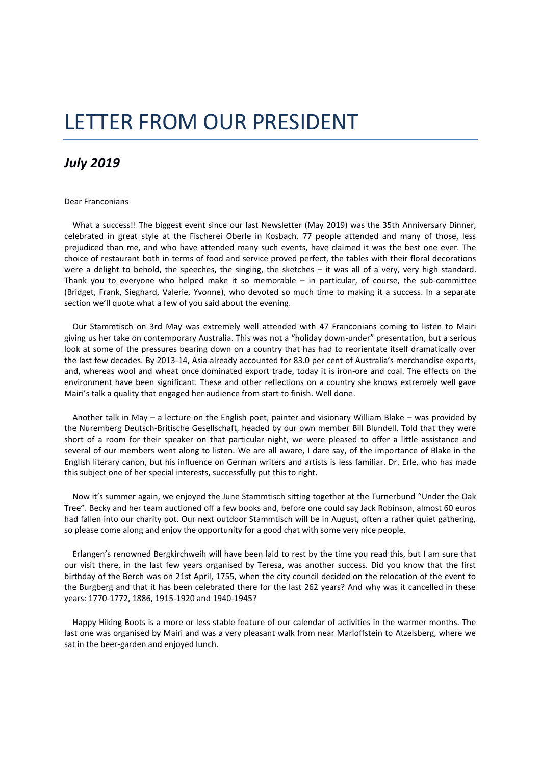# LETTER FROM OUR PRESIDENT

## *July 2019*

Dear Franconians

What a success!! The biggest event since our last Newsletter (May 2019) was the 35th Anniversary Dinner, celebrated in great style at the Fischerei Oberle in Kosbach. 77 people attended and many of those, less prejudiced than me, and who have attended many such events, have claimed it was the best one ever. The choice of restaurant both in terms of food and service proved perfect, the tables with their floral decorations were a delight to behold, the speeches, the singing, the sketches – it was all of a very, very high standard. Thank you to everyone who helped make it so memorable – in particular, of course, the sub-committee (Bridget, Frank, Sieghard, Valerie, Yvonne), who devoted so much time to making it a success. In a separate section we'll quote what a few of you said about the evening.

Our Stammtisch on 3rd May was extremely well attended with 47 Franconians coming to listen to Mairi giving us her take on contemporary Australia. This was not a "holiday down-under" presentation, but a serious look at some of the pressures bearing down on a country that has had to reorientate itself dramatically over the last few decades. By 2013-14, Asia already accounted for 83.0 per cent of Australia's merchandise exports, and, whereas wool and wheat once dominated export trade, today it is iron-ore and coal. The effects on the environment have been significant. These and other reflections on a country she knows extremely well gave Mairi's talk a quality that engaged her audience from start to finish. Well done.

Another talk in May – a lecture on the English poet, painter and visionary William Blake – was provided by the Nuremberg Deutsch-Britische Gesellschaft, headed by our own member Bill Blundell. Told that they were short of a room for their speaker on that particular night, we were pleased to offer a little assistance and several of our members went along to listen. We are all aware, I dare say, of the importance of Blake in the English literary canon, but his influence on German writers and artists is less familiar. Dr. Erle, who has made this subject one of her special interests, successfully put this to right.

Now it's summer again, we enjoyed the June Stammtisch sitting together at the Turnerbund "Under the Oak Tree". Becky and her team auctioned off a few books and, before one could say Jack Robinson, almost 60 euros had fallen into our charity pot. Our next outdoor Stammtisch will be in August, often a rather quiet gathering, so please come along and enjoy the opportunity for a good chat with some very nice people.

Erlangen's renowned Bergkirchweih will have been laid to rest by the time you read this, but I am sure that our visit there, in the last few years organised by Teresa, was another success. Did you know that the first birthday of the Berch was on 21st April, 1755, when the city council decided on the relocation of the event to the Burgberg and that it has been celebrated there for the last 262 years? And why was it cancelled in these years: 1770-1772, 1886, 1915-1920 and 1940-1945?

Happy Hiking Boots is a more or less stable feature of our calendar of activities in the warmer months. The last one was organised by Mairi and was a very pleasant walk from near Marloffstein to Atzelsberg, where we sat in the beer-garden and enjoyed lunch.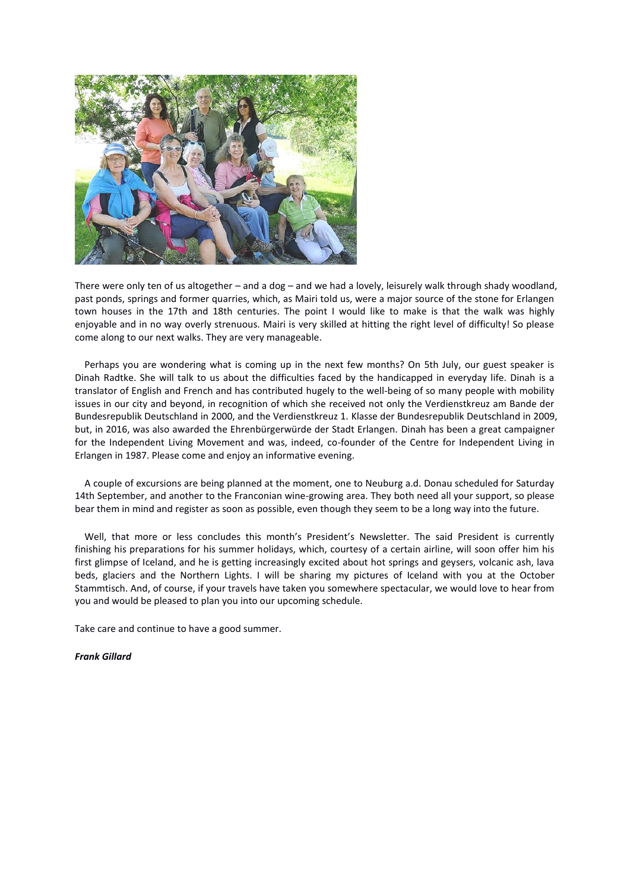There were only ten of us altogether – and a dog – and we had a lovely, leisurely walk through shady woodland, past ponds, springs and former quarries, which, as Mairi told us, were a major source of the stone for Erlangen town houses in the 17th and 18th centuries. The point I would like to make is that the walk was highly enjoyable and in no way overly strenuous. Mairi is very skilled at hitting the right level of difficulty! So please come along to our next walks. They are very manageable.

Perhaps you are wondering what is coming up in the next few months? On 5th July, our guest speaker is Dinah Radtke. She will talk to us about the difficulties faced by the handicapped in everyday life. Dinah is a translator of English and French and has contributed hugely to the well-being of so many people with mobility issues in our city and beyond, in recognition of which she received not only the Verdienstkreuz am Bande der Bundesrepublik Deutschland in 2000, and the Verdienstkreuz 1. Klasse der Bundesrepublik Deutschland in 2009, but, in 2016, was also awarded the Ehrenbürgerwürde der Stadt Erlangen. Dinah has been a great campaigner for the Independent Living Movement and was, indeed, co-founder of the Centre for Independent Living in Erlangen in 1987. Please come and enjoy an informative evening.

A couple of excursions are being planned at the moment, one to Neuburg a.d. Donau scheduled for Saturday 14th September, and another to the Franconian wine-growing area. They both need all your support, so please bear them in mind and register as soon as possible, even though they seem to be a long way into the future.

Well, that more or less concludes this month's President's Newsletter. The said President is currently finishing his preparations for his summer holidays, which, courtesy of a certain airline, will soon offer him his first glimpse of Iceland, and he is getting increasingly excited about hot springs and geysers, volcanic ash, lava beds, glaciers and the Northern Lights. I will be sharing my pictures of Iceland with you at the October Stammtisch. And, of course, if your travels have taken you somewhere spectacular, we would love to hear from you and would be pleased to plan you into our upcoming schedule.

Take care and continue to have a good summer.

***Frank Gillard***